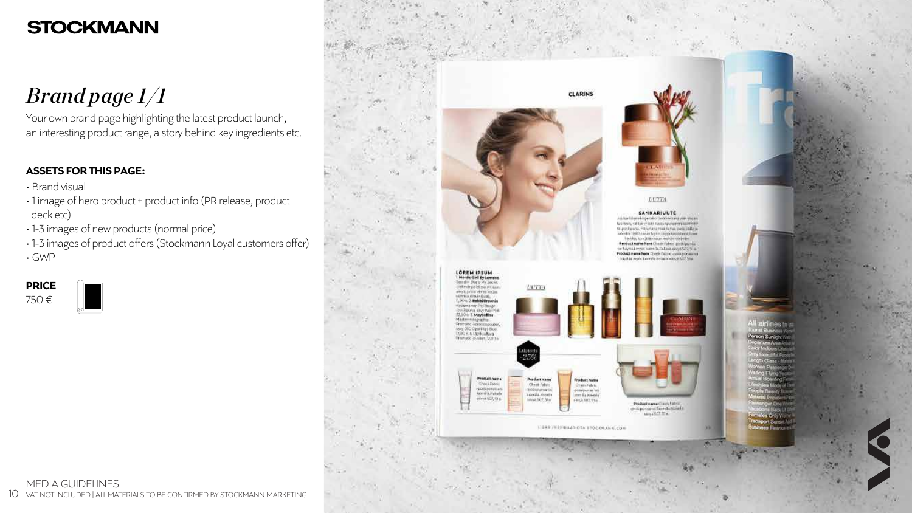STOCKMANN

# *Brand page 1/1*

Your own brand page highlighting the latest product launch, an interesting product range, a story behind key ingredients etc.

**ASSETS FOR THIS PAGE:**

- Brand visual
- 1 image of hero product + product info (PR release, product deck etc)
- 1-3 images of new products (normal price)
- 1-3 images of product offers (Stockmann Loyal customers offer)
- GWP

**PRICE**
750 €

MEDIA GUIDELINES
VAT NOT INCLUDED | ALL MATERIALS TO BE CONFIRMED BY STOCKMANN MARKETING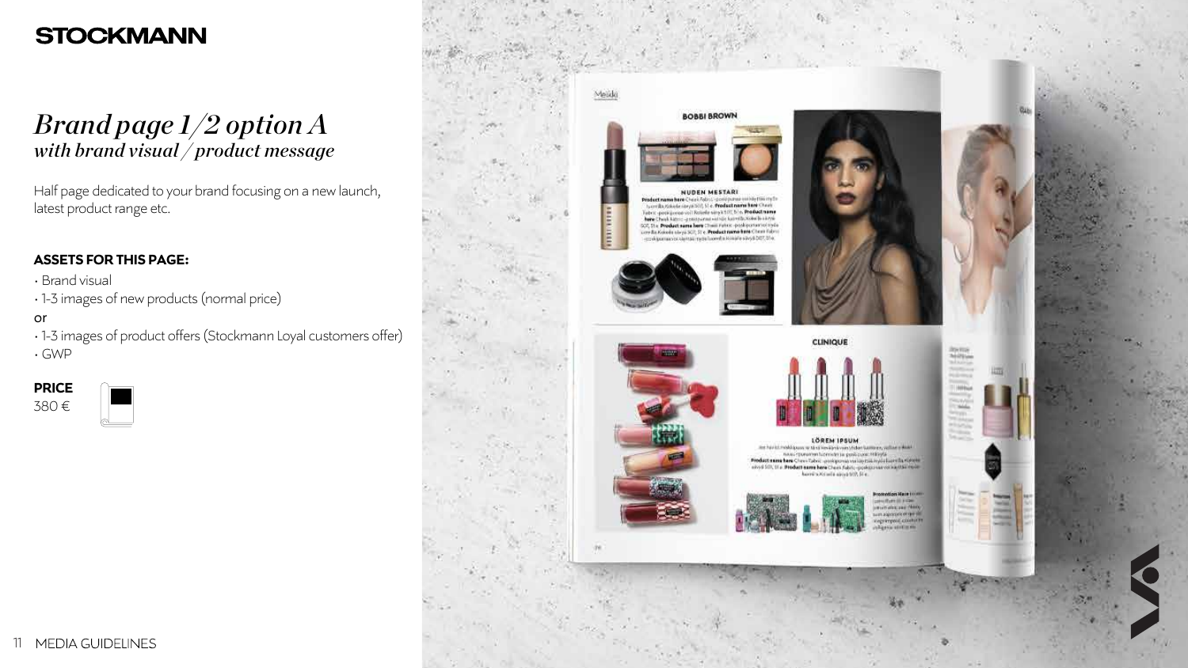# STOCKMANN

## *Brand page 1/2 option A*
### *with brand visual / product message*

Half page dedicated to your brand focusing on a new launch, latest product range etc.

**ASSETS FOR THIS PAGE:**

- Brand visual
- 1-3 images of new products (normal price)

or

- 1-3 images of product offers (Stockmann Loyal customers offer)
- GWP

**PRICE**
380 €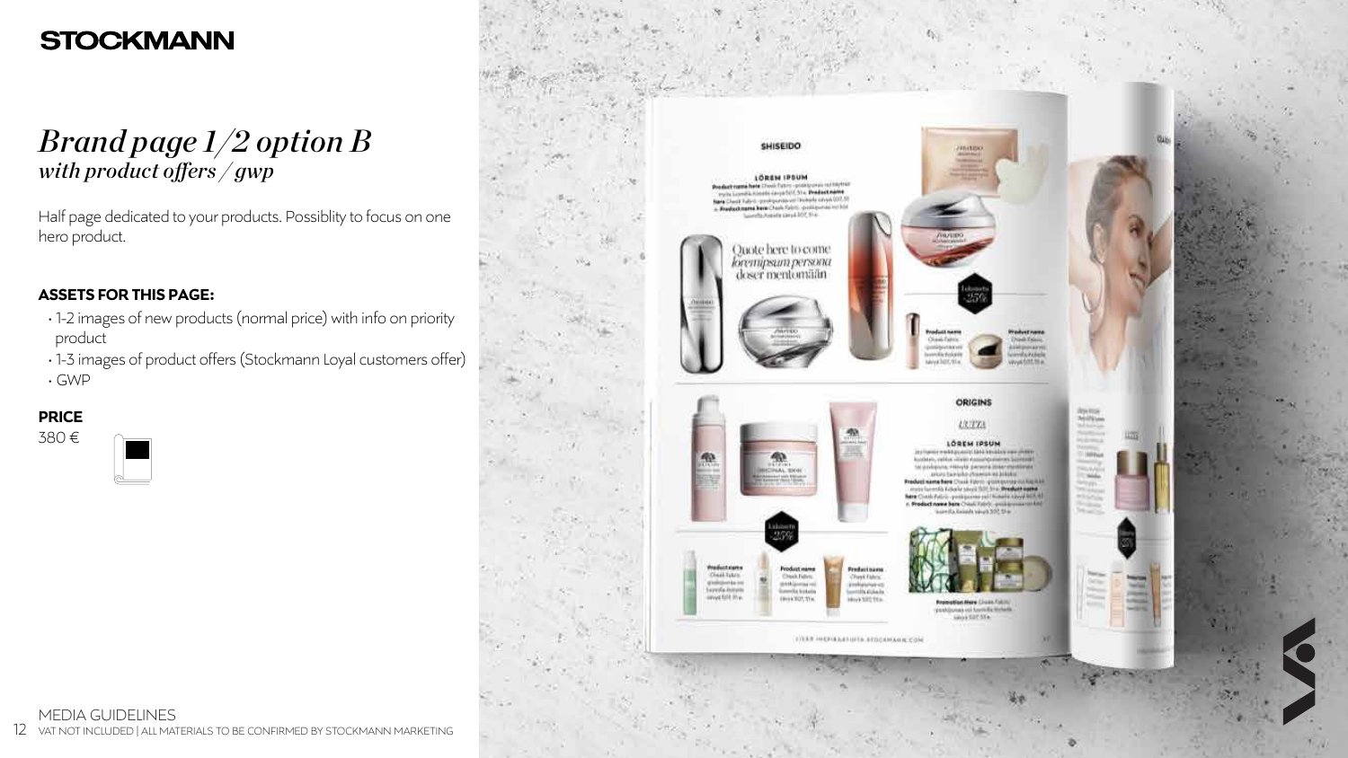**STOCKMANN**

# *Brand page 1/2 option B*
## *with product offers / gwp*

Half page dedicated to your products. Possiblity to focus on one hero product.

**ASSETS FOR THIS PAGE:**

- 1-2 images of new products (normal price) with info on priority product
- 1-3 images of product offers (Stockmann Loyal customers offer)
- GWP

**PRICE**

380 €

MEDIA GUIDELINES

VAT NOT INCLUDED | ALL MATERIALS TO BE CONFIRMED BY STOCKMANN MARKETING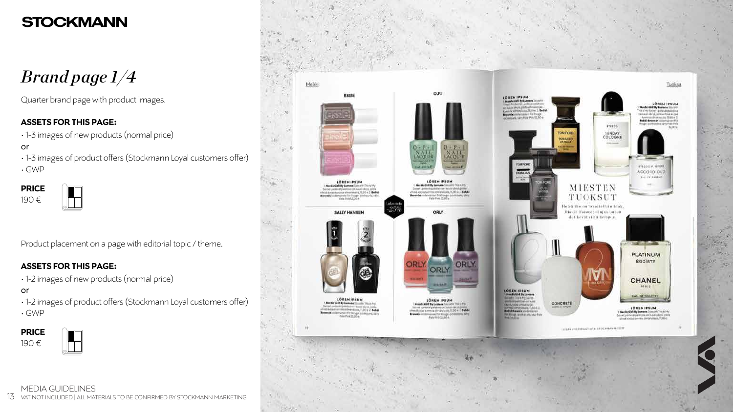# STOCKMANN

## *Brand page 1/4*

Quarter brand page with product images.

**ASSETS FOR THIS PAGE:**

- 1-3 images of new products (normal price)

or

- 1-3 images of product offers (Stockmann Loyal customers offer)
- GWP

**PRICE**
190 €

Product placement on a page with editorial topic / theme.

**ASSETS FOR THIS PAGE:**

- 1-2 images of new products (normal price)

or

- 1-2 images of product offers (Stockmann Loyal customers offer)
- GWP

**PRICE**
190 €

MEDIA GUIDELINES
VAT NOT INCLUDED | ALL MATERIALS TO BE CONFIRMED BY STOCKMANN MARKETING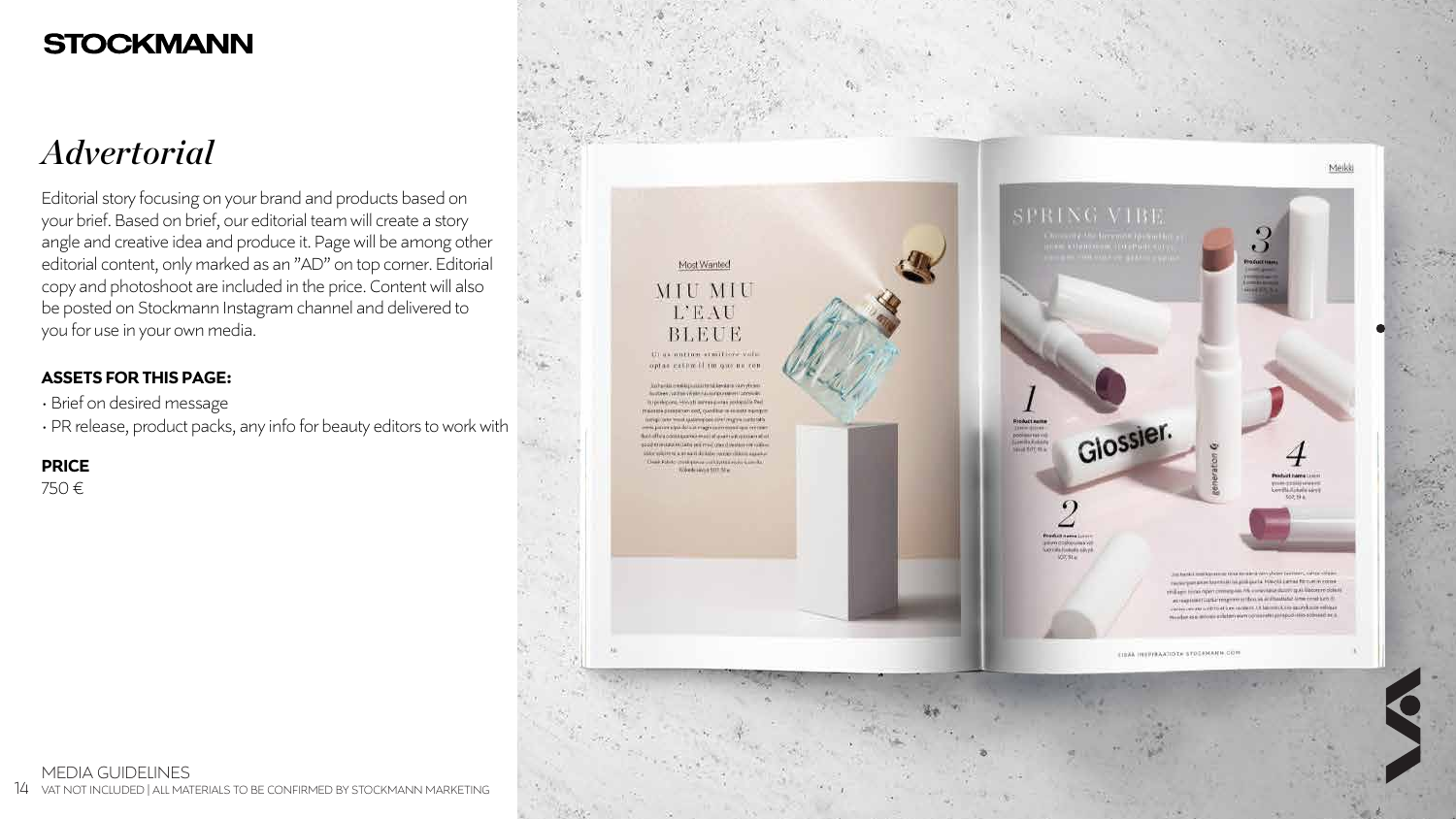# STOCKMANN

## *Advertorial*

Editorial story focusing on your brand and products based on your brief. Based on brief, our editorial team will create a story angle and creative idea and produce it. Page will be among other editorial content, only marked as an "AD" on top corner. Editorial copy and photoshoot are included in the price. Content will also be posted on Stockmann Instagram channel and delivered to you for use in your own media.

### ASSETS FOR THIS PAGE:

- Brief on desired message
- PR release, product packs, any info for beauty editors to work with

### PRICE

750 €

MEDIA GUIDELINES

VAT NOT INCLUDED | ALL MATERIALS TO BE CONFIRMED BY STOCKMANN MARKETING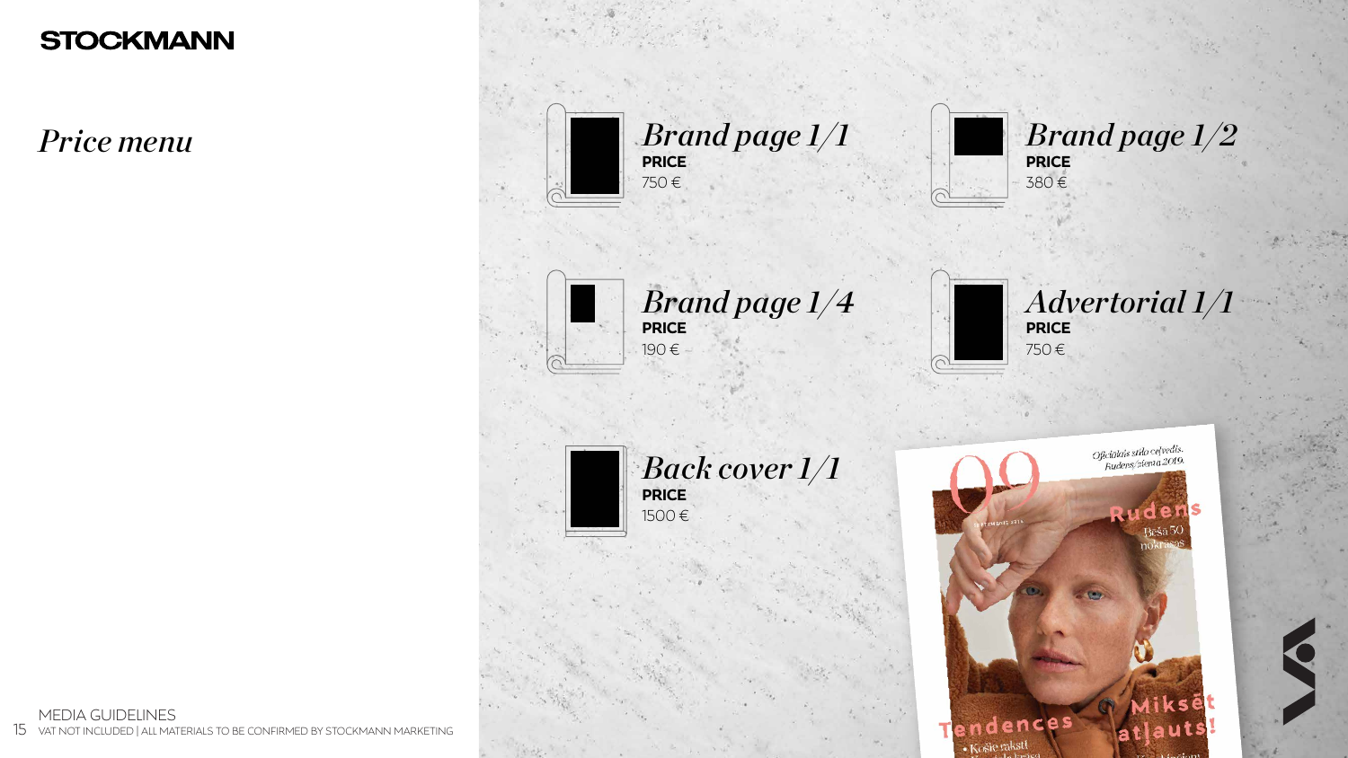STOCKMANN

# *Price menu*

## *Brand page 1/1*
**PRICE**
750 €

## *Brand page 1/2*
**PRICE**
380 €

## *Brand page 1/4*
**PRICE**
190 €

## *Advertorial 1/1*
**PRICE**
750 €

## *Back cover 1/1*
**PRICE**
1500 €

MEDIA GUIDELINES

VAT NOT INCLUDED | ALL MATERIALS TO BE CONFIRMED BY STOCKMANN MARKETING